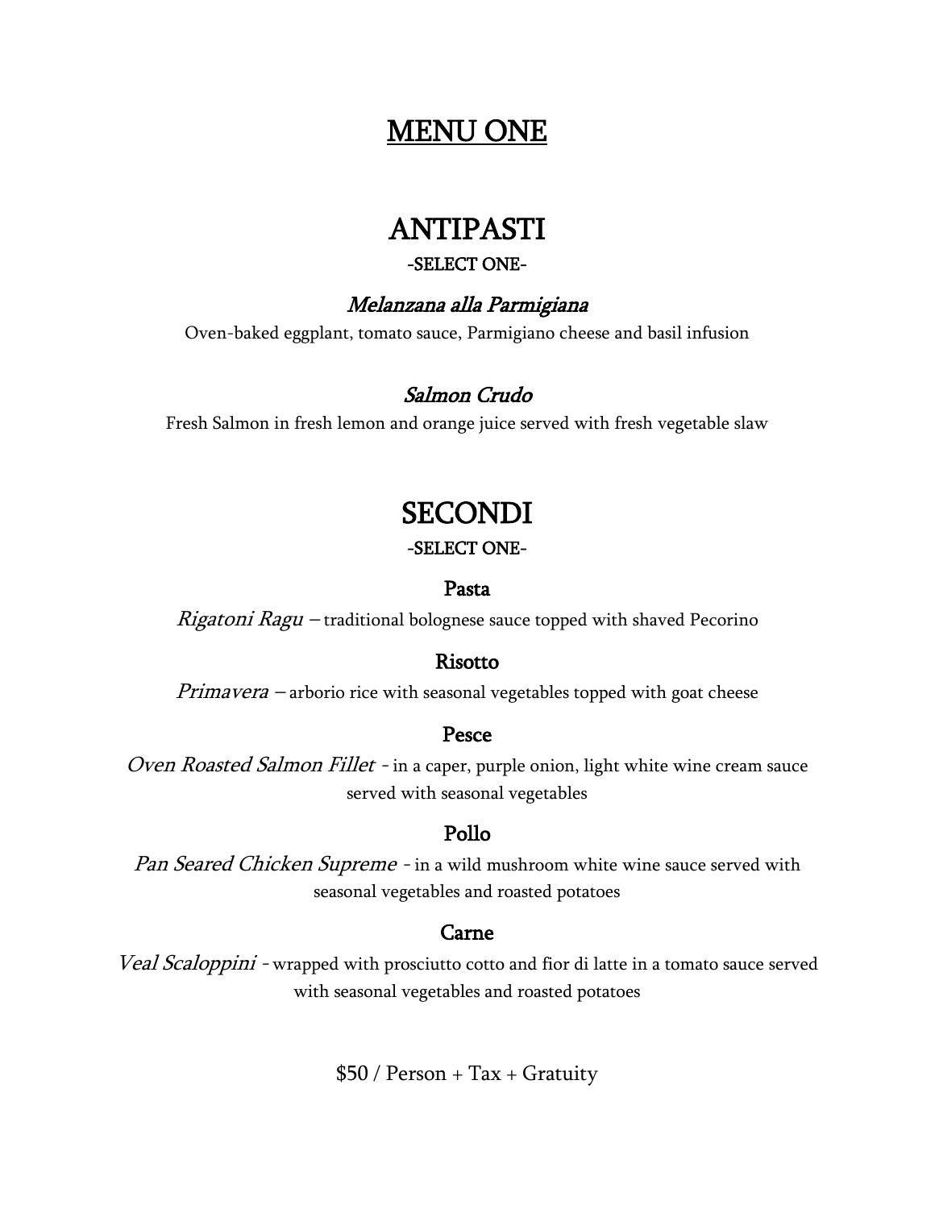# MENU ONE

## ANTIPASTI

-SELECT ONE-

### *Melanzana alla Parmigiana*

Oven-baked eggplant, tomato sauce, Parmigiano cheese and basil infusion

### *Salmon Crudo*

Fresh Salmon in fresh lemon and orange juice served with fresh vegetable slaw

## SECONDI

-SELECT ONE-

### Pasta

*Rigatoni Ragu* – traditional bolognese sauce topped with shaved Pecorino

### Risotto

*Primavera* – arborio rice with seasonal vegetables topped with goat cheese

### Pesce

*Oven Roasted Salmon Fillet* - in a caper, purple onion, light white wine cream sauce served with seasonal vegetables

### Pollo

*Pan Seared Chicken Supreme* - in a wild mushroom white wine sauce served with seasonal vegetables and roasted potatoes

### Carne

*Veal Scaloppini* - wrapped with prosciutto cotto and fior di latte in a tomato sauce served with seasonal vegetables and roasted potatoes

$50 / Person + Tax + Gratuity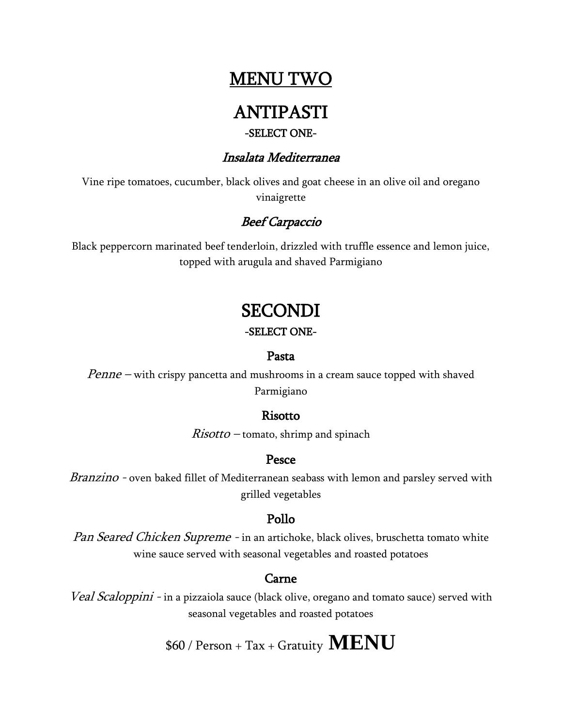# MENU TWO

## ANTIPASTI

-SELECT ONE-

### *Insalata Mediterranea*

Vine ripe tomatoes, cucumber, black olives and goat cheese in an olive oil and oregano vinaigrette

### *Beef Carpaccio*

Black peppercorn marinated beef tenderloin, drizzled with truffle essence and lemon juice, topped with arugula and shaved Parmigiano

## SECONDI

-SELECT ONE-

### Pasta

*Penne* – with crispy pancetta and mushrooms in a cream sauce topped with shaved Parmigiano

### Risotto

*Risotto* – tomato, shrimp and spinach

### Pesce

*Branzino* - oven baked fillet of Mediterranean seabass with lemon and parsley served with grilled vegetables

### Pollo

*Pan Seared Chicken Supreme* - in an artichoke, black olives, bruschetta tomato white wine sauce served with seasonal vegetables and roasted potatoes

### Carne

*Veal Scaloppini* - in a pizzaiola sauce (black olive, oregano and tomato sauce) served with seasonal vegetables and roasted potatoes

$60 / Person + Tax + Gratuity **MENU**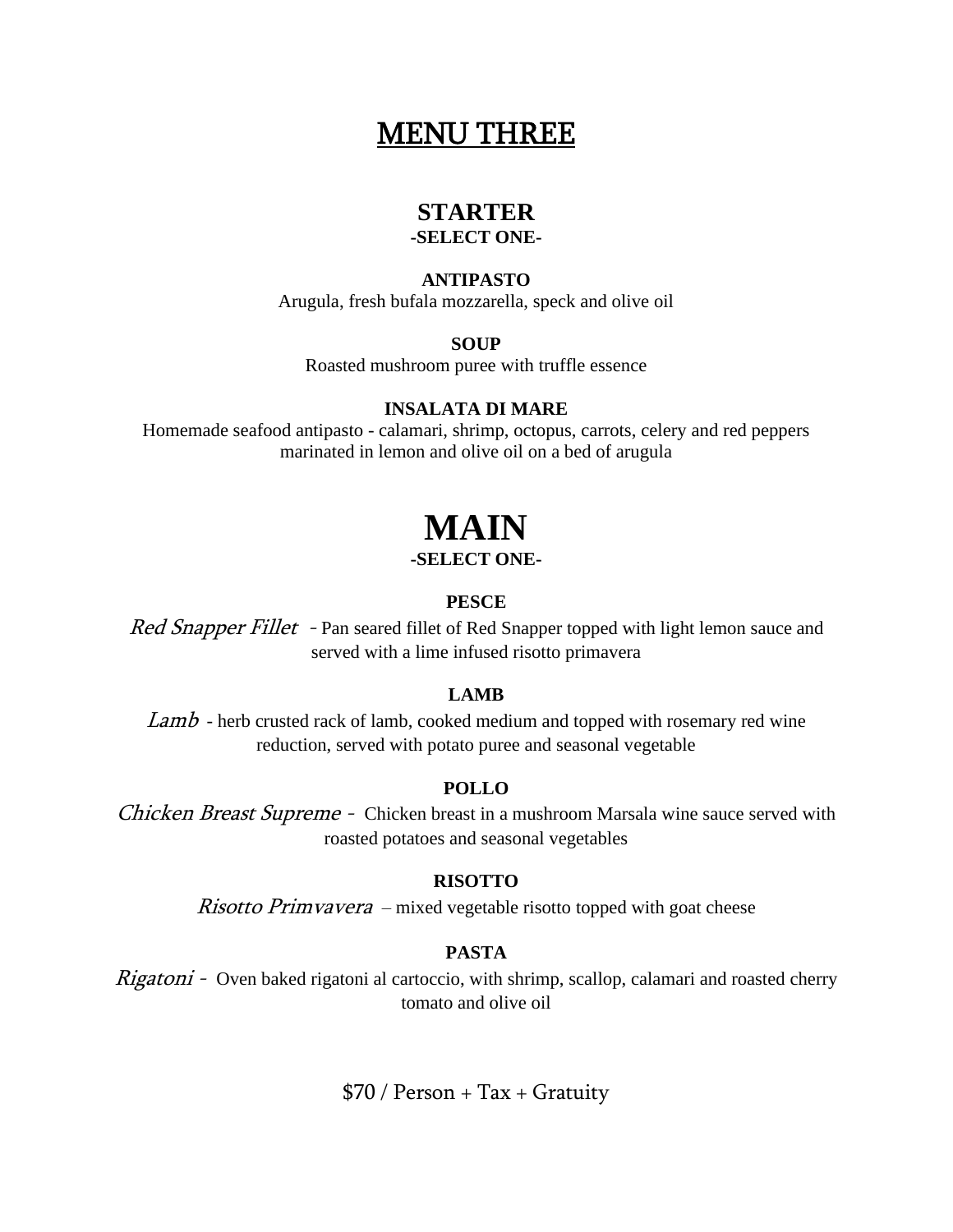# MENU THREE

## STARTER

**-SELECT ONE-**

**ANTIPASTO**

Arugula, fresh bufala mozzarella, speck and olive oil

**SOUP**

Roasted mushroom puree with truffle essence

**INSALATA DI MARE**

Homemade seafood antipasto - calamari, shrimp, octopus, carrots, celery and red peppers marinated in lemon and olive oil on a bed of arugula

# MAIN

**-SELECT ONE-**

**PESCE**

*Red Snapper Fillet* - Pan seared fillet of Red Snapper topped with light lemon sauce and served with a lime infused risotto primavera

**LAMB**

*Lamb* - herb crusted rack of lamb, cooked medium and topped with rosemary red wine reduction, served with potato puree and seasonal vegetable

**POLLO**

*Chicken Breast Supreme* - Chicken breast in a mushroom Marsala wine sauce served with roasted potatoes and seasonal vegetables

**RISOTTO**

*Risotto Primvavera* – mixed vegetable risotto topped with goat cheese

**PASTA**

*Rigatoni* - Oven baked rigatoni al cartoccio, with shrimp, scallop, calamari and roasted cherry tomato and olive oil

$70 / Person + Tax + Gratuity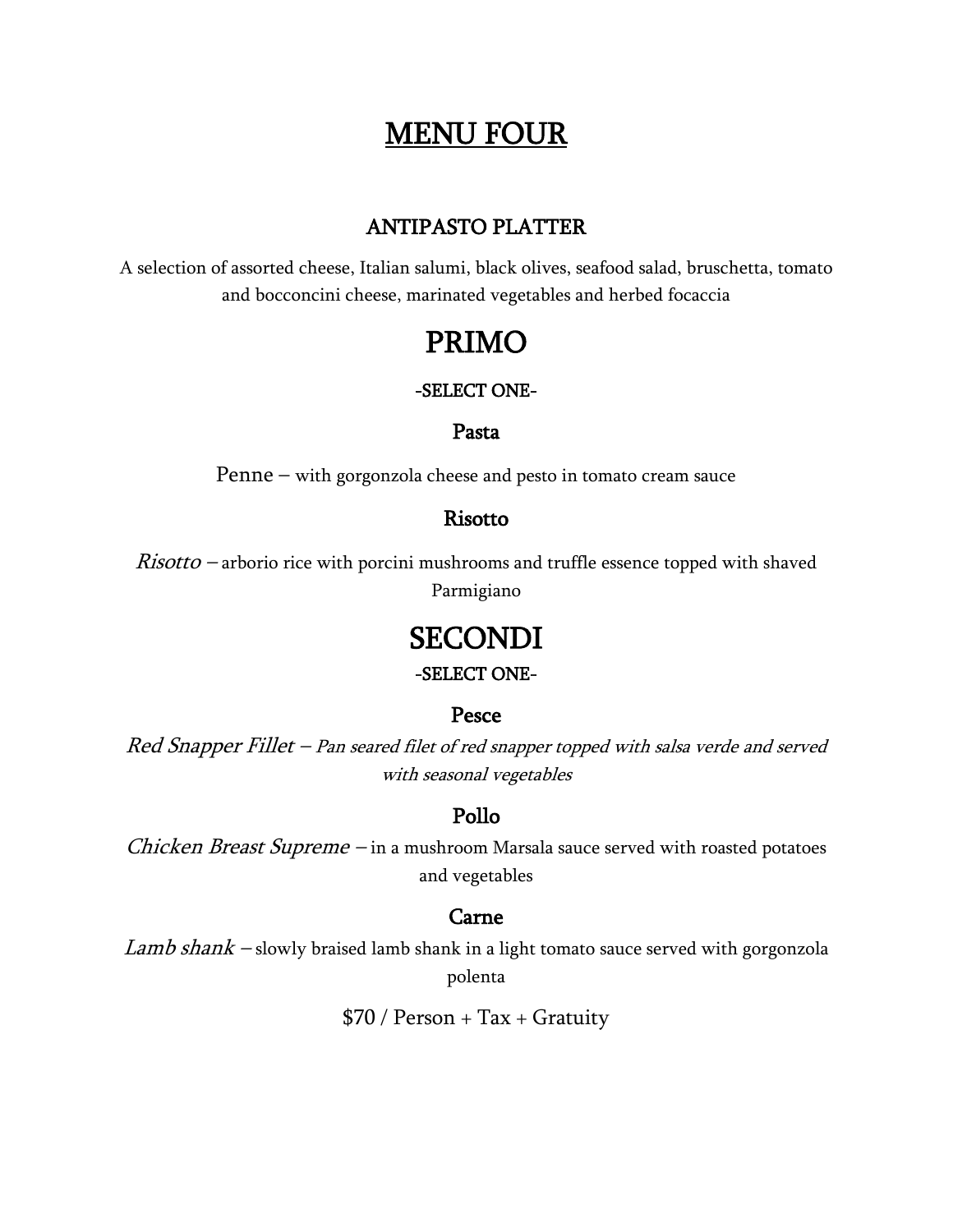# MENU FOUR

## ANTIPASTO PLATTER

A selection of assorted cheese, Italian salumi, black olives, seafood salad, bruschetta, tomato and bocconcini cheese, marinated vegetables and herbed focaccia

## PRIMO

-SELECT ONE-

### Pasta

Penne – with gorgonzola cheese and pesto in tomato cream sauce

### Risotto

*Risotto* – arborio rice with porcini mushrooms and truffle essence topped with shaved Parmigiano

## SECONDI

-SELECT ONE-

### Pesce

*Red Snapper Fillet – Pan seared filet of red snapper topped with salsa verde and served with seasonal vegetables*

### Pollo

*Chicken Breast Supreme* – in a mushroom Marsala sauce served with roasted potatoes and vegetables

### Carne

*Lamb shank* – slowly braised lamb shank in a light tomato sauce served with gorgonzola polenta

$70 / Person + Tax + Gratuity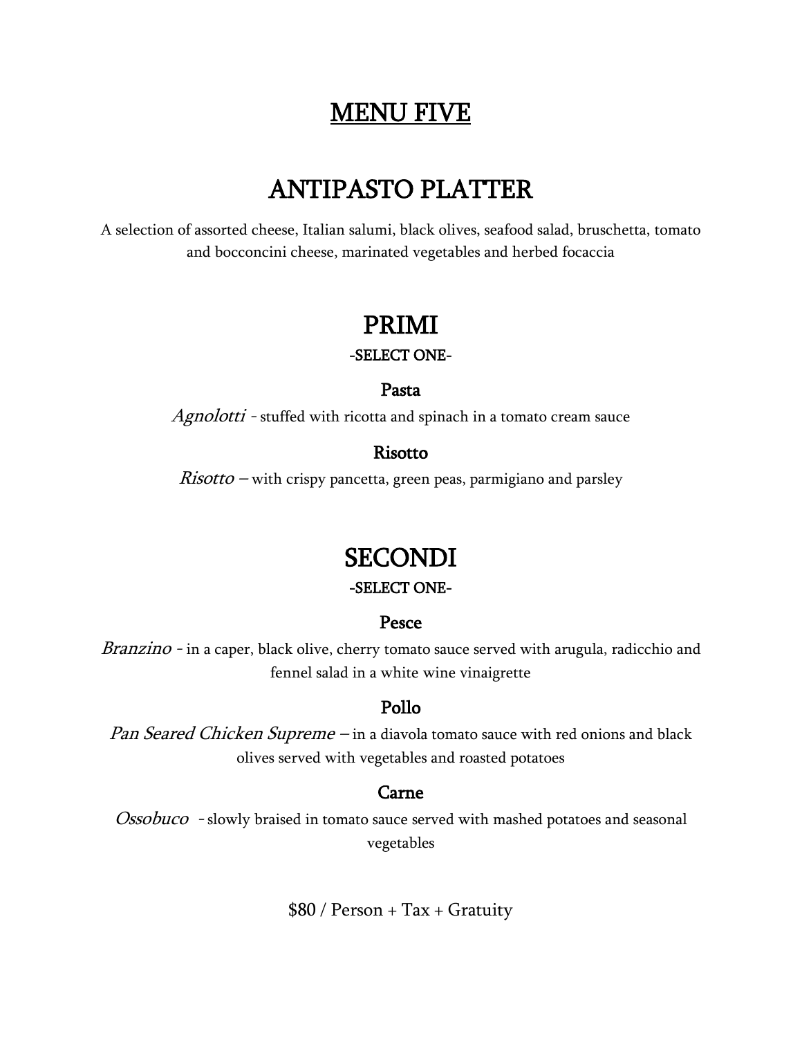# MENU FIVE

## ANTIPASTO PLATTER

A selection of assorted cheese, Italian salumi, black olives, seafood salad, bruschetta, tomato and bocconcini cheese, marinated vegetables and herbed focaccia

## PRIMI

-SELECT ONE-

### Pasta

*Agnolotti* - stuffed with ricotta and spinach in a tomato cream sauce

### Risotto

*Risotto* – with crispy pancetta, green peas, parmigiano and parsley

## SECONDI

-SELECT ONE-

### Pesce

*Branzino* - in a caper, black olive, cherry tomato sauce served with arugula, radicchio and fennel salad in a white wine vinaigrette

### Pollo

*Pan Seared Chicken Supreme* – in a diavola tomato sauce with red onions and black olives served with vegetables and roasted potatoes

### Carne

*Ossobuco* - slowly braised in tomato sauce served with mashed potatoes and seasonal vegetables

$80 / Person + Tax + Gratuity